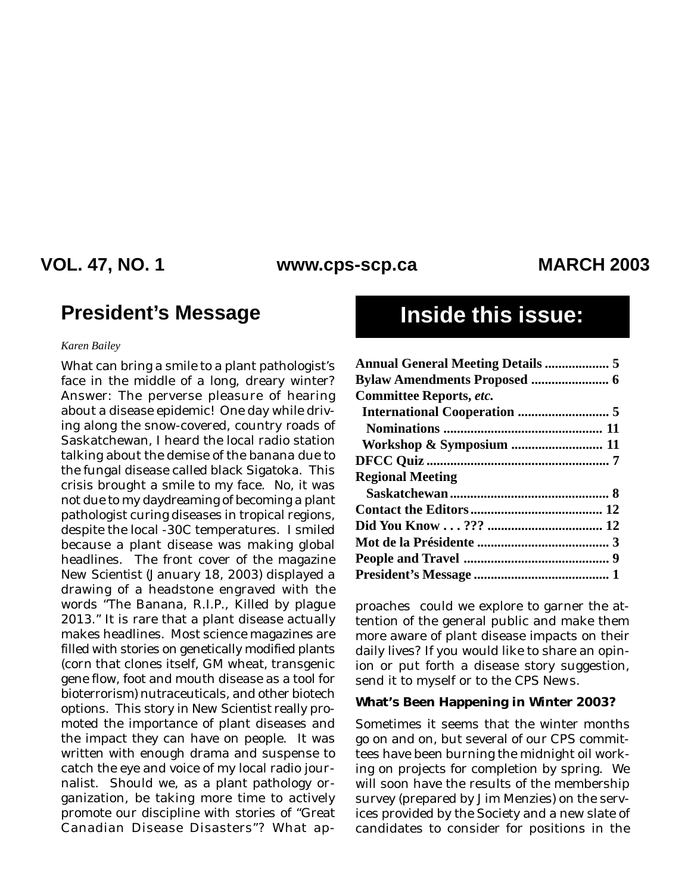VOL. 47, NO. 1 www.cps-scp.ca MARCH 2003

## President's Message

*Karen Bailey*

What can bring a smile to a plant pathologist's face in the middle of a long, dreary winter? Answer: The perverse pleasure of hearing about a disease epidemic! One day while driving along the snow-covered, country roads of Saskatchewan, I heard the local radio station talking about the demise of the banana due to the fungal disease called black Sigatoka. This crisis brought a smile to my face. No, it was not due to my daydreaming of becoming a plant pathologist curing diseases in tropical regions, despite the local -30C temperatures. I smiled because a plant disease was making global headlines. The front cover of the magazine New Scientist (January 18, 2003) displayed a drawing of a headstone engraved with the words "The Banana, R.I.P., Killed by plague 2013." It is rare that a plant disease actually makes headlines. Most science magazines are filled with stories on genetically modified plants (corn that clones itself, GM wheat, transgenic gene flow, foot and mouth disease as a tool for bioterrorism) nutraceuticals, and other biotech options. This story in New Scientist really promoted the importance of plant diseases and the impact they can have on people. It was written with enough drama and suspense to catch the eye and voice of my local radio journalist. Should we, as a plant pathology organization, be taking more time to actively promote our discipline with stories of "Great Canadian Disease Disasters"? What approaches could we explore to garner the attention of the general public and make them more aware of plant disease impacts on their daily lives? If you would like to share an opinion or put forth a disease story suggestion, send it to myself or to the CPS News.

**What's Been Happening in Winter 2003?**

Sometimes it seems that the winter months go on and on, but several of our CPS committees have been burning the midnight oil working on projects for completion by spring. We will soon have the results of the membership survey (prepared by Jim Menzies) on the services provided by the Society and a new slate of candidates to consider for positions in the

## Inside this issue:

**Annual General Meeting Details** ... 5
**Bylaw Amendments Proposed** ... 6
**Committee Reports, *etc.***
**International Cooperation** ... 5
**Nominations** ... 11
**Workshop & Symposium** ... 11
**DFCC Quiz** ... 7
**Regional Meeting**
**Saskatchewan** ... 8
**Contact the Editors** ... 12
**Did You Know . . . ???** ... 12
**Mot de la Présidente** ... 3
**People and Travel** ... 9
**President's Message** ... 1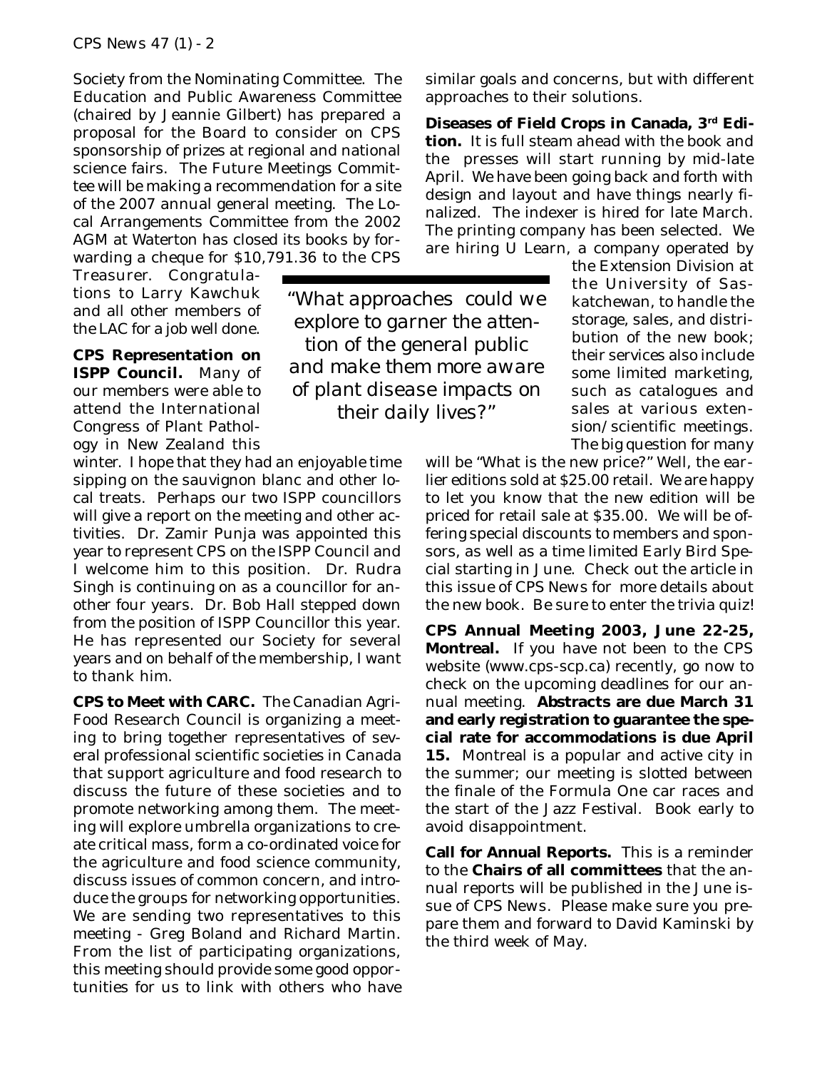Society from the Nominating Committee. The Education and Public Awareness Committee (chaired by Jeannie Gilbert) has prepared a proposal for the Board to consider on CPS sponsorship of prizes at regional and national science fairs. The Future Meetings Committee will be making a recommendation for a site of the 2007 annual general meeting. The Local Arrangements Committee from the 2002 AGM at Waterton has closed its books by forwarding a cheque for $10,791.36 to the CPS Treasurer. Congratulations to Larry Kawchuk and all other members of the LAC for a job well done.

**CPS Representation on ISPP Council.** Many of our members were able to attend the International Congress of Plant Pathology in New Zealand this winter. I hope that they had an enjoyable time sipping on the sauvignon blanc and other local treats. Perhaps our two ISPP councillors will give a report on the meeting and other activities. Dr. Zamir Punja was appointed this year to represent CPS on the ISPP Council and I welcome him to this position. Dr. Rudra Singh is continuing on as a councillor for another four years. Dr. Bob Hall stepped down from the position of ISPP Councillor this year. He has represented our Society for several years and on behalf of the membership, I want to thank him.

**CPS to Meet with CARC.** The Canadian Agri-Food Research Council is organizing a meeting to bring together representatives of several professional scientific societies in Canada that support agriculture and food research to discuss the future of these societies and to promote networking among them. The meeting will explore umbrella organizations to create critical mass, form a co-ordinated voice for the agriculture and food science community, discuss issues of common concern, and introduce the groups for networking opportunities. We are sending two representatives to this meeting - Greg Boland and Richard Martin. From the list of participating organizations, this meeting should provide some good opportunities for us to link with others who have similar goals and concerns, but with different approaches to their solutions.

> *"What approaches could we explore to garner the attention of the general public and make them more aware of plant disease impacts on their daily lives?"*

**Diseases of Field Crops in Canada, 3rd Edition.** It is full steam ahead with the book and the presses will start running by mid-late April. We have been going back and forth with design and layout and have things nearly finalized. The indexer is hired for late March. The printing company has been selected. We are hiring U Learn, a company operated by the Extension Division at the University of Saskatchewan, to handle the storage, sales, and distribution of the new book; their services also include some limited marketing, such as catalogues and sales at various extension/scientific meetings. The big question for many will be "What is the new price?" Well, the earlier editions sold at $25.00 retail. We are happy to let you know that the new edition will be priced for retail sale at $35.00. We will be offering special discounts to members and sponsors, as well as a time limited Early Bird Special starting in June. Check out the article in this issue of *CPS News* for more details about the new book. Be sure to enter the trivia quiz!

**CPS Annual Meeting 2003, June 22-25, Montreal.** If you have not been to the CPS website (www.cps-scp.ca) recently, go now to check on the upcoming deadlines for our annual meeting. **Abstracts are due March 31 and early registration to guarantee the special rate for accommodations is due April 15.** Montreal is a popular and active city in the summer; our meeting is slotted between the finale of the Formula One car races and the start of the Jazz Festival. Book early to avoid disappointment.

**Call for Annual Reports.** This is a reminder to the **Chairs of all committees** that the annual reports will be published in the June issue of *CPS News*. Please make sure you prepare them and forward to David Kaminski by the third week of May.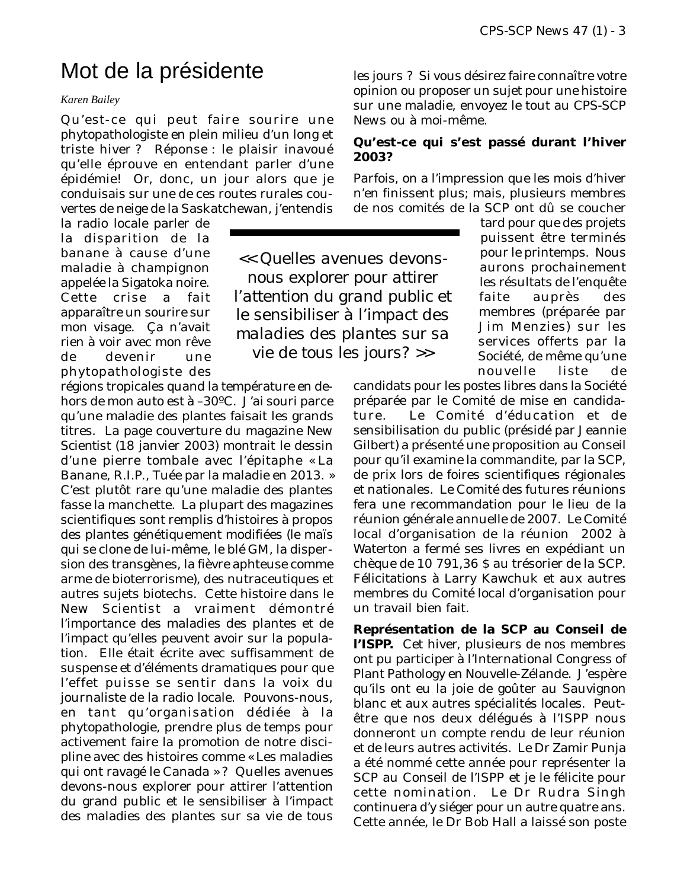# Mot de la présidente

*Karen Bailey*

Qu'est-ce qui peut faire sourire une phytopathologiste en plein milieu d'un long et triste hiver ? Réponse : le plaisir inavoué qu'elle éprouve en entendant parler d'une épidémie! Or, donc, un jour alors que je conduisais sur une de ces routes rurales couvertes de neige de la Saskatchewan, j'entendis la radio locale parler de la disparition de la banane à cause d'une maladie à champignon appelée la Sigatoka noire. Cette crise a fait apparaître un sourire sur mon visage. Ça n'avait rien à voir avec mon rêve de devenir une phytopathologiste des régions tropicales quand la température en dehors de mon auto est à –30ºC. J'ai souri parce qu'une maladie des plantes faisait les grands titres. La page couverture du magazine New Scientist (18 janvier 2003) montrait le dessin d'une pierre tombale avec l'épitaphe « La Banane, R.I.P., Tuée par la maladie en 2013. » C'est plutôt rare qu'une maladie des plantes fasse la manchette. La plupart des magazines scientifiques sont remplis d'histoires à propos des plantes génétiquement modifiées (le maïs qui se clone de lui-même, le blé GM, la dispersion des transgènes, la fièvre aphteuse comme arme de bioterrorisme), des nutraceutiques et autres sujets biotechs. Cette histoire dans le New Scientist a vraiment démontré l'importance des maladies des plantes et de l'impact qu'elles peuvent avoir sur la population. Elle était écrite avec suffisamment de suspense et d'éléments dramatiques pour que l'effet puisse se sentir dans la voix du journaliste de la radio locale. Pouvons-nous, en tant qu'organisation dédiée à la phytopathologie, prendre plus de temps pour activement faire la promotion de notre discipline avec des histoires comme « Les maladies qui ont ravagé le Canada » ? Quelles avenues devons-nous explorer pour attirer l'attention du grand public et le sensibiliser à l'impact des maladies des plantes sur sa vie de tous les jours ? Si vous désirez faire connaître votre opinion ou proposer un sujet pour une histoire sur une maladie, envoyez le tout au CPS-SCP News ou à moi-même.

> << Quelles avenues devons-nous explorer pour attirer l'attention du grand public et le sensibiliser à l'impact des maladies des plantes sur sa vie de tous les jours? >>

**Qu'est-ce qui s'est passé durant l'hiver 2003?**

Parfois, on a l'impression que les mois d'hiver n'en finissent plus; mais, plusieurs membres de nos comités de la SCP ont dû se coucher tard pour que des projets puissent être terminés pour le printemps. Nous aurons prochainement les résultats de l'enquête faite auprès des membres (préparée par Jim Menzies) sur les services offerts par la Société, de même qu'une nouvelle liste de candidats pour les postes libres dans la Société préparée par le Comité de mise en candidature. Le Comité d'éducation et de sensibilisation du public (présidé par Jeannie Gilbert) a présenté une proposition au Conseil pour qu'il examine la commandite, par la SCP, de prix lors de foires scientifiques régionales et nationales. Le Comité des futures réunions fera une recommandation pour le lieu de la réunion générale annuelle de 2007. Le Comité local d'organisation de la réunion 2002 à Waterton a fermé ses livres en expédiant un chèque de 10 791,36 $ au trésorier de la SCP. Félicitations à Larry Kawchuk et aux autres membres du Comité local d'organisation pour un travail bien fait.

**Représentation de la SCP au Conseil de l'ISPP.** Cet hiver, plusieurs de nos membres ont pu participer à l'International Congress of Plant Pathology en Nouvelle-Zélande. J'espère qu'ils ont eu la joie de goûter au Sauvignon blanc et aux autres spécialités locales. Peut-être que nos deux délégués à l'ISPP nous donneront un compte rendu de leur réunion et de leurs autres activités. Le Dr Zamir Punja a été nommé cette année pour représenter la SCP au Conseil de l'ISPP et je le félicite pour cette nomination. Le Dr Rudra Singh continuera d'y siéger pour un autre quatre ans. Cette année, le Dr Bob Hall a laissé son poste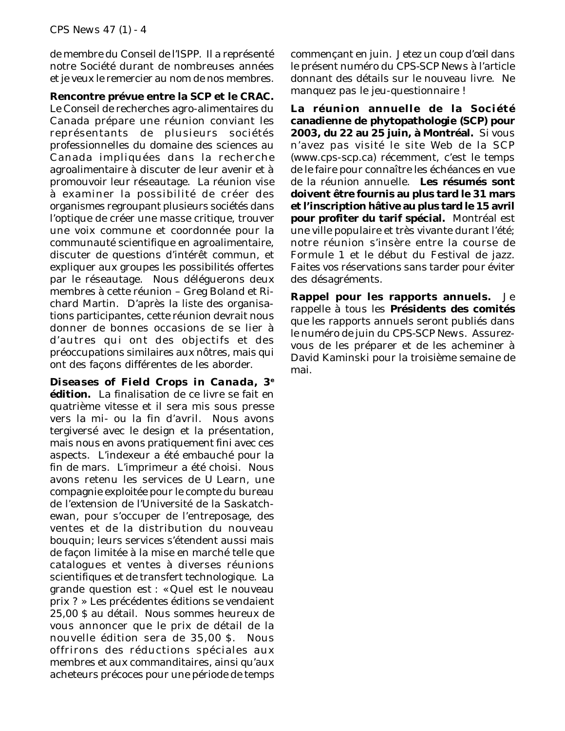de membre du Conseil de l'ISPP. Il a représenté notre Société durant de nombreuses années et je veux le remercier au nom de nos membres.

**Rencontre prévue entre la SCP et le CRAC.** Le Conseil de recherches agro-alimentaires du Canada prépare une réunion conviant les représentants de plusieurs sociétés professionnelles du domaine des sciences au Canada impliquées dans la recherche agroalimentaire à discuter de leur avenir et à promouvoir leur réseautage. La réunion vise à examiner la possibilité de créer des organismes regroupant plusieurs sociétés dans l'optique de créer une masse critique, trouver une voix commune et coordonnée pour la communauté scientifique en agroalimentaire, discuter de questions d'intérêt commun, et expliquer aux groupes les possibilités offertes par le réseautage. Nous déléguerons deux membres à cette réunion – Greg Boland et Richard Martin. D'après la liste des organisations participantes, cette réunion devrait nous donner de bonnes occasions de se lier à d'autres qui ont des objectifs et des préoccupations similaires aux nôtres, mais qui ont des façons différentes de les aborder.

***Diseases of Field Crops in Canada*, 3[e] édition.** La finalisation de ce livre se fait en quatrième vitesse et il sera mis sous presse vers la mi- ou la fin d'avril. Nous avons tergiversé avec le design et la présentation, mais nous en avons pratiquement fini avec ces aspects. L'indexeur a été embauché pour la fin de mars. L'imprimeur a été choisi. Nous avons retenu les services de U Learn, une compagnie exploitée pour le compte du bureau de l'extension de l'Université de la Saskatchewan, pour s'occuper de l'entreposage, des ventes et de la distribution du nouveau bouquin; leurs services s'étendent aussi mais de façon limitée à la mise en marché telle que catalogues et ventes à diverses réunions scientifiques et de transfert technologique. La grande question est : « Quel est le nouveau prix ? » Les précédentes éditions se vendaient 25,00 $ au détail. Nous sommes heureux de vous annoncer que le prix de détail de la nouvelle édition sera de 35,00 $. Nous offrirons des réductions spéciales aux membres et aux commanditaires, ainsi qu'aux acheteurs précoces pour une période de temps commençant en juin. Jetez un coup d'œil dans le présent numéro du CPS-SCP News à l'article donnant des détails sur le nouveau livre. Ne manquez pas le jeu-questionnaire !

**La réunion annuelle de la Société canadienne de phytopathologie (SCP) pour 2003, du 22 au 25 juin, à Montréal.** Si vous n'avez pas visité le site Web de la SCP (www.cps-scp.ca) récemment, c'est le temps de le faire pour connaître les échéances en vue de la réunion annuelle. **Les résumés sont doivent être fournis au plus tard le 31 mars et l'inscription hâtive au plus tard le 15 avril pour profiter du tarif spécial.** Montréal est une ville populaire et très vivante durant l'été; notre réunion s'insère entre la course de Formule 1 et le début du Festival de jazz. Faites vos réservations sans tarder pour éviter des désagréments.

**Rappel pour les rapports annuels.** Je rappelle à tous les **Présidents des comités** que les rapports annuels seront publiés dans le numéro de juin du CPS-SCP News. Assurez-vous de les préparer et de les acheminer à David Kaminski pour la troisième semaine de mai.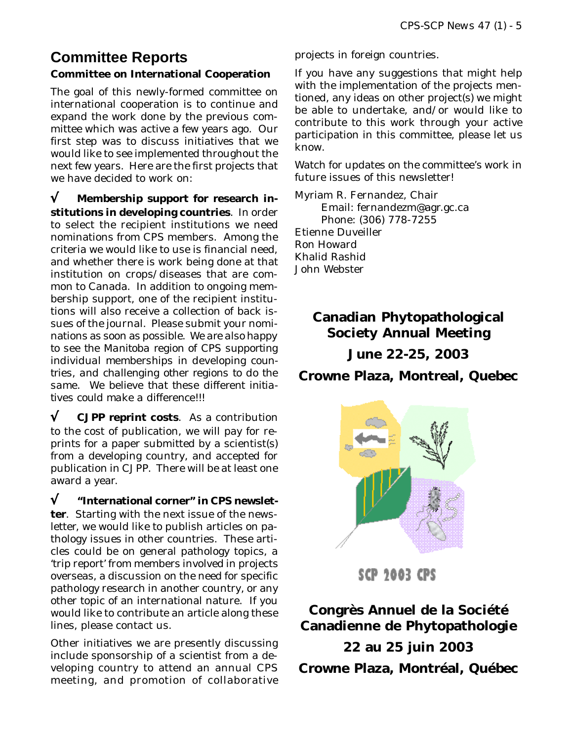## Committee Reports

### Committee on International Cooperation

The goal of this newly-formed committee on international cooperation is to continue and expand the work done by the previous committee which was active a few years ago. Our first step was to discuss initiatives that we would like to see implemented throughout the next few years. Here are the first projects that we have decided to work on:

√ **Membership support for research institutions in developing countries**. In order to select the recipient institutions we need nominations from CPS members. Among the criteria we would like to use is financial need, and whether there is work being done at that institution on crops/diseases that are common to Canada. In addition to ongoing membership support, one of the recipient institutions will also receive a collection of back issues of the journal. Please submit your nominations as soon as possible. We are also happy to see the Manitoba region of CPS supporting individual memberships in developing countries, and challenging other regions to do the same. We believe that these different initiatives could make a difference!!!

√ **CJPP reprint costs**. As a contribution to the cost of publication, we will pay for reprints for a paper submitted by a scientist(s) from a developing country, and accepted for publication in CJPP. There will be at least one award a year.

√ **"International corner" in CPS newsletter**. Starting with the next issue of the newsletter, we would like to publish articles on pathology issues in other countries. These articles could be on general pathology topics, a 'trip report' from members involved in projects overseas, a discussion on the need for specific pathology research in another country, or any other topic of an international nature. If you would like to contribute an article along these lines, please contact us.

Other initiatives we are presently discussing include sponsorship of a scientist from a developing country to attend an annual CPS meeting, and promotion of collaborative projects in foreign countries.

If you have any suggestions that might help with the implementation of the projects mentioned, any ideas on other project(s) we might be able to undertake, and/or would like to contribute to this work through your active participation in this committee, please let us know.

Watch for updates on the committee's work in future issues of this newsletter!

Myriam R. Fernandez, Chair
Email: fernandezm@agr.gc.ca
Phone: (306) 778-7255
Etienne Duveiller
Ron Howard
Khalid Rashid
John Webster

**Canadian Phytopathological Society Annual Meeting**

**June 22-25, 2003**

**Crowne Plaza, Montreal, Quebec**

SCP 2003 CPS

**Congrès Annuel de la Société Canadienne de Phytopathologie**

**22 au 25 juin 2003**

**Crowne Plaza, Montréal, Québec**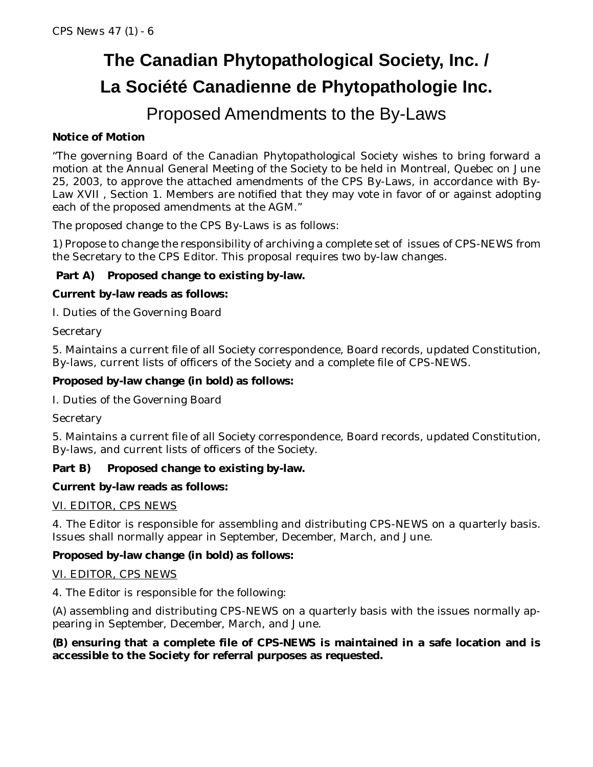# The Canadian Phytopathological Society, Inc. / La Société Canadienne de Phytopathologie Inc.

## Proposed Amendments to the By-Laws

**Notice of Motion**

"The governing Board of the Canadian Phytopathological Society wishes to bring forward a motion at the Annual General Meeting of the Society to be held in Montreal, Quebec on June 25, 2003, to approve the attached amendments of the CPS By-Laws, in accordance with By-Law XVII , Section 1. Members are notified that they may vote in favor of or against adopting each of the proposed amendments at the AGM."

The proposed change to the CPS By-Laws is as follows:

1) Propose to change the responsibility of archiving a complete set of issues of CPS-NEWS from the Secretary to the CPS Editor. This proposal requires two by-law changes.

**Part A) Proposed change to existing by-law.**

**Current by-law reads as follows:**

I. Duties of the Governing Board

Secretary

5. Maintains a current file of all Society correspondence, Board records, updated Constitution, By-laws, current lists of officers of the Society and a complete file of CPS-NEWS.

**Proposed by-law change (in bold) as follows:**

I. Duties of the Governing Board

Secretary

5. Maintains a current file of all Society correspondence, Board records, updated Constitution, By-laws, and current lists of officers of the Society.

**Part B) Proposed change to existing by-law.**

**Current by-law reads as follows:**

<u>VI. EDITOR, CPS NEWS</u>

4. The Editor is responsible for assembling and distributing CPS-NEWS on a quarterly basis. Issues shall normally appear in September, December, March, and June.

**Proposed by-law change (in bold) as follows:**

<u>VI. EDITOR, CPS NEWS</u>

4. The Editor is responsible for the following:

(A) assembling and distributing CPS-NEWS on a quarterly basis with the issues normally appearing in September, December, March, and June.

**(B) ensuring that a complete file of CPS-NEWS is maintained in a safe location and is accessible to the Society for referral purposes as requested.**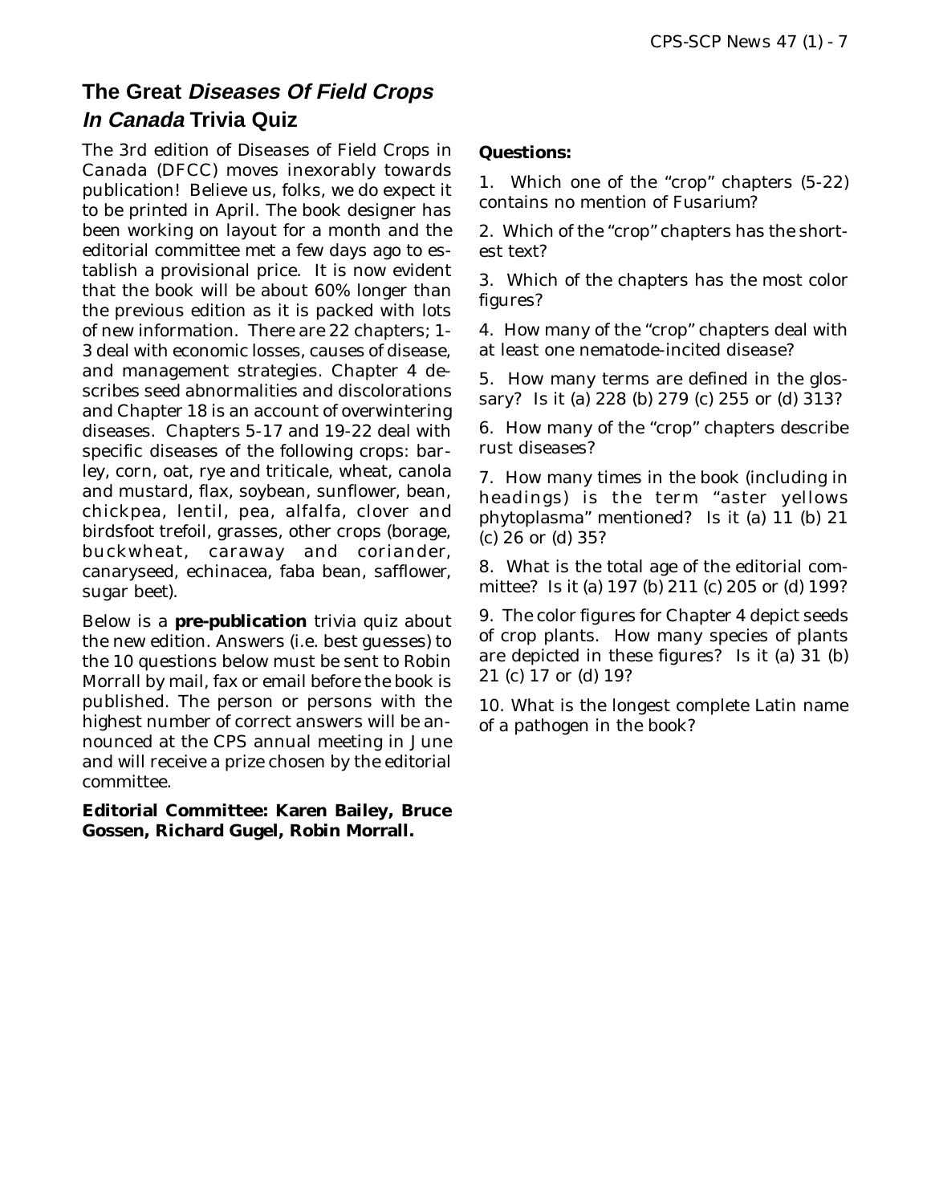## The Great *Diseases Of Field Crops In Canada* Trivia Quiz

The 3rd edition of Diseases of Field Crops in Canada (DFCC) moves inexorably towards publication! Believe us, folks, we do expect it to be printed in April. The book designer has been working on layout for a month and the editorial committee met a few days ago to establish a provisional price. It is now evident that the book will be about 60% longer than the previous edition as it is packed with lots of new information. There are 22 chapters; 1-3 deal with economic losses, causes of disease, and management strategies. Chapter 4 describes seed abnormalities and discolorations and Chapter 18 is an account of overwintering diseases. Chapters 5-17 and 19-22 deal with specific diseases of the following crops: barley, corn, oat, rye and triticale, wheat, canola and mustard, flax, soybean, sunflower, bean, chickpea, lentil, pea, alfalfa, clover and birdsfoot trefoil, grasses, other crops (borage, buckwheat, caraway and coriander, canaryseed, echinacea, faba bean, safflower, sugar beet).

Below is a **pre-publication** trivia quiz about the new edition. Answers (i.e. best guesses) to the 10 questions below must be sent to Robin Morrall by mail, fax or email before the book is published. The person or persons with the highest number of correct answers will be announced at the CPS annual meeting in June and will receive a prize chosen by the editorial committee.

**Editorial Committee: Karen Bailey, Bruce Gossen, Richard Gugel, Robin Morrall.**

**Questions:**

1. Which one of the "crop" chapters (5-22) contains no mention of Fusarium?

2. Which of the "crop" chapters has the shortest text?

3. Which of the chapters has the most color figures?

4. How many of the "crop" chapters deal with at least one nematode-incited disease?

5. How many terms are defined in the glossary? Is it (a) 228 (b) 279 (c) 255 or (d) 313?

6. How many of the "crop" chapters describe rust diseases?

7. How many times in the book (including in headings) is the term "aster yellows phytoplasma" mentioned? Is it (a) 11 (b) 21 (c) 26 or (d) 35?

8. What is the total age of the editorial committee? Is it (a) 197 (b) 211 (c) 205 or (d) 199?

9. The color figures for Chapter 4 depict seeds of crop plants. How many species of plants are depicted in these figures? Is it (a) 31 (b) 21 (c) 17 or (d) 19?

10. What is the longest complete Latin name of a pathogen in the book?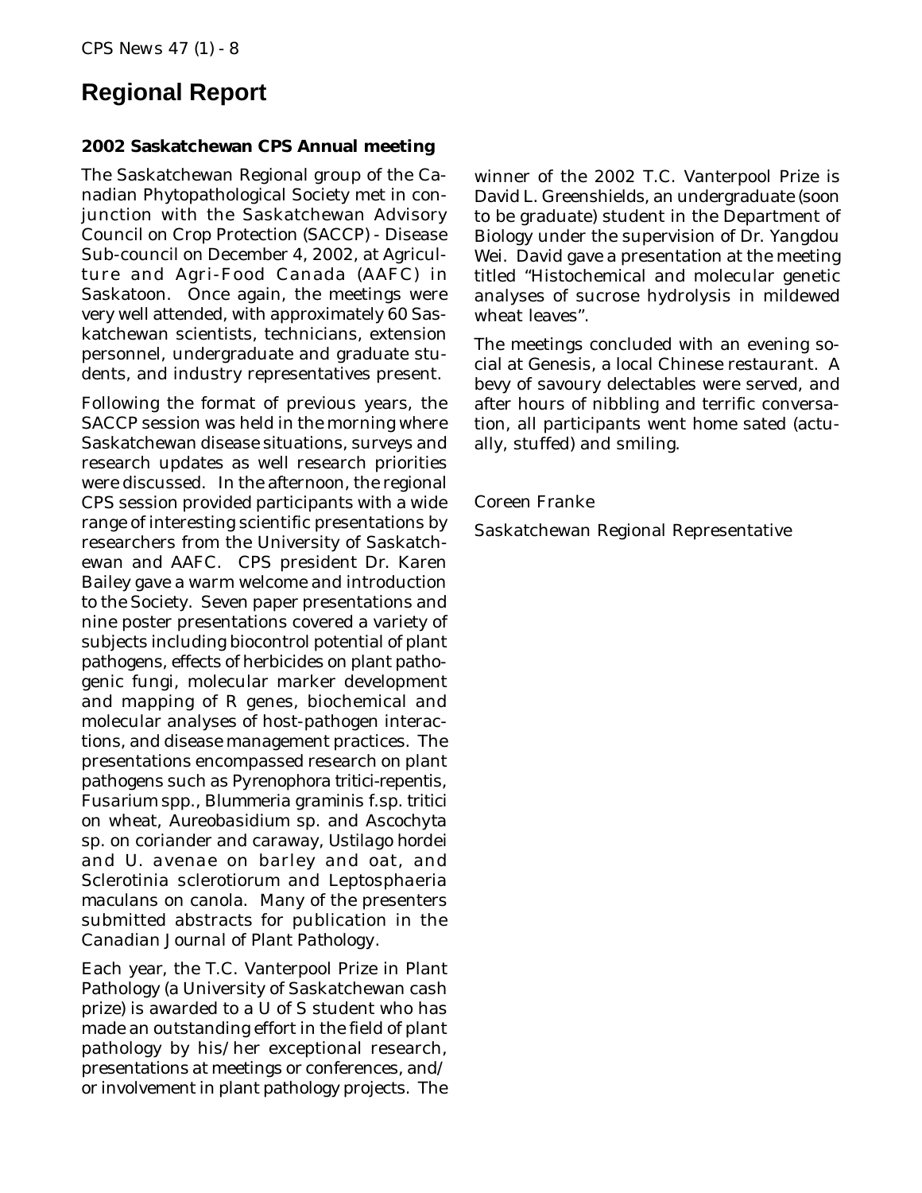# Regional Report

### 2002 Saskatchewan CPS Annual meeting

The Saskatchewan Regional group of the Canadian Phytopathological Society met in conjunction with the Saskatchewan Advisory Council on Crop Protection (SACCP) - Disease Sub-council on December 4, 2002, at Agriculture and Agri-Food Canada (AAFC) in Saskatoon. Once again, the meetings were very well attended, with approximately 60 Saskatchewan scientists, technicians, extension personnel, undergraduate and graduate students, and industry representatives present.

Following the format of previous years, the SACCP session was held in the morning where Saskatchewan disease situations, surveys and research updates as well research priorities were discussed. In the afternoon, the regional CPS session provided participants with a wide range of interesting scientific presentations by researchers from the University of Saskatchewan and AAFC. CPS president Dr. Karen Bailey gave a warm welcome and introduction to the Society. Seven paper presentations and nine poster presentations covered a variety of subjects including biocontrol potential of plant pathogens, effects of herbicides on plant pathogenic fungi, molecular marker development and mapping of R genes, biochemical and molecular analyses of host-pathogen interactions, and disease management practices. The presentations encompassed research on plant pathogens such as *Pyrenophora tritici-repentis*, *Fusarium* spp., *Blummeria graminis* f.sp. *tritici* on wheat, *Aureobasidium* sp. and *Ascochyta* sp. on coriander and caraway, *Ustilago hordei* and *U. avenae* on barley and oat, and *Sclerotinia sclerotiorum* and *Leptosphaeria maculans* on canola. Many of the presenters submitted abstracts for publication in the Canadian Journal of Plant Pathology.

Each year, the T.C. Vanterpool Prize in Plant Pathology (a University of Saskatchewan cash prize) is awarded to a U of S student who has made an outstanding effort in the field of plant pathology by his/her exceptional research, presentations at meetings or conferences, and/or involvement in plant pathology projects. The winner of the 2002 T.C. Vanterpool Prize is David L. Greenshields, an undergraduate (soon to be graduate) student in the Department of Biology under the supervision of Dr. Yangdou Wei. David gave a presentation at the meeting titled "Histochemical and molecular genetic analyses of sucrose hydrolysis in mildewed wheat leaves".

The meetings concluded with an evening social at Genesis, a local Chinese restaurant. A bevy of savoury delectables were served, and after hours of nibbling and terrific conversation, all participants went home sated (actually, stuffed) and smiling.

Coreen Franke

Saskatchewan Regional Representative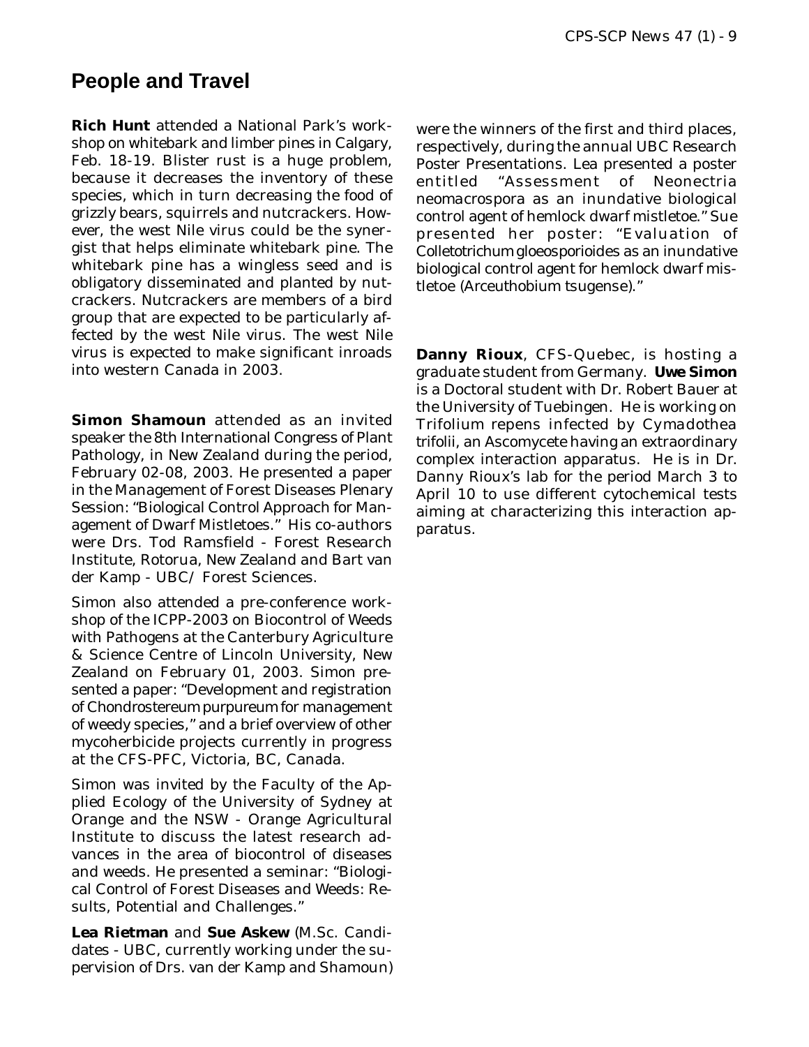# People and Travel

**Rich Hunt** attended a National Park's workshop on whitebark and limber pines in Calgary, Feb. 18-19. Blister rust is a huge problem, because it decreases the inventory of these species, which in turn decreasing the food of grizzly bears, squirrels and nutcrackers. However, the west Nile virus could be the synergist that helps eliminate whitebark pine. The whitebark pine has a wingless seed and is obligatory disseminated and planted by nutcrackers. Nutcrackers are members of a bird group that are expected to be particularly affected by the west Nile virus. The west Nile virus is expected to make significant inroads into western Canada in 2003.

**Simon Shamoun** attended as an invited speaker the 8th International Congress of Plant Pathology, in New Zealand during the period, February 02-08, 2003. He presented a paper in the Management of Forest Diseases Plenary Session: "Biological Control Approach for Management of Dwarf Mistletoes." His co-authors were Drs. Tod Ramsfield - Forest Research Institute, Rotorua, New Zealand and Bart van der Kamp - UBC/ Forest Sciences.

Simon also attended a pre-conference workshop of the ICPP-2003 on Biocontrol of Weeds with Pathogens at the Canterbury Agriculture & Science Centre of Lincoln University, New Zealand on February 01, 2003. Simon presented a paper: "Development and registration of Chondrostereum purpureum for management of weedy species," and a brief overview of other mycoherbicide projects currently in progress at the CFS-PFC, Victoria, BC, Canada.

Simon was invited by the Faculty of the Applied Ecology of the University of Sydney at Orange and the NSW - Orange Agricultural Institute to discuss the latest research advances in the area of biocontrol of diseases and weeds. He presented a seminar: "Biological Control of Forest Diseases and Weeds: Results, Potential and Challenges."

**Lea Rietman** and **Sue Askew** (M.Sc. Candidates - UBC, currently working under the supervision of Drs. van der Kamp and Shamoun) were the winners of the first and third places, respectively, during the annual UBC Research Poster Presentations. Lea presented a poster entitled "Assessment of Neonectria neomacrospora as an inundative biological control agent of hemlock dwarf mistletoe." Sue presented her poster: "Evaluation of Colletotrichum gloeosporioides as an inundative biological control agent for hemlock dwarf mistletoe (Arceuthobium tsugense)."

**Danny Rioux**, CFS-Quebec, is hosting a graduate student from Germany. **Uwe Simon** is a Doctoral student with Dr. Robert Bauer at the University of Tuebingen. He is working on Trifolium repens infected by Cymadothea trifolii, an Ascomycete having an extraordinary complex interaction apparatus. He is in Dr. Danny Rioux's lab for the period March 3 to April 10 to use different cytochemical tests aiming at characterizing this interaction apparatus.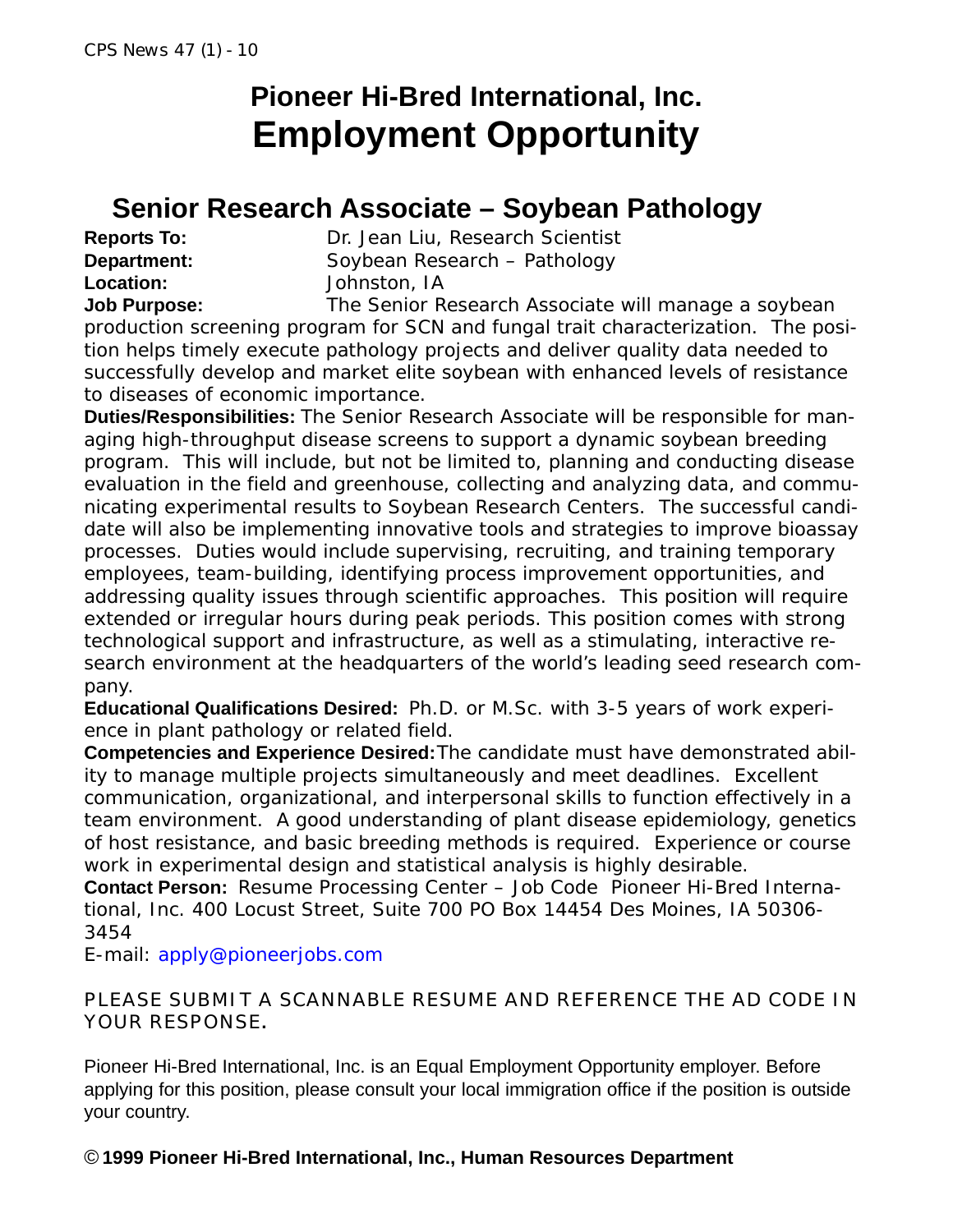# Pioneer Hi-Bred International, Inc.
# Employment Opportunity

## Senior Research Associate – Soybean Pathology

**Reports To:** Dr. Jean Liu, Research Scientist
**Department:** Soybean Research – Pathology
**Location:** Johnston, IA
**Job Purpose:** The Senior Research Associate will manage a soybean production screening program for SCN and fungal trait characterization. The position helps timely execute pathology projects and deliver quality data needed to successfully develop and market elite soybean with enhanced levels of resistance to diseases of economic importance.

**Duties/Responsibilities:** The Senior Research Associate will be responsible for managing high-throughput disease screens to support a dynamic soybean breeding program. This will include, but not be limited to, planning and conducting disease evaluation in the field and greenhouse, collecting and analyzing data, and communicating experimental results to Soybean Research Centers. The successful candidate will also be implementing innovative tools and strategies to improve bioassay processes. Duties would include supervising, recruiting, and training temporary employees, team-building, identifying process improvement opportunities, and addressing quality issues through scientific approaches. This position will require extended or irregular hours during peak periods. This position comes with strong technological support and infrastructure, as well as a stimulating, interactive research environment at the headquarters of the world's leading seed research company.

**Educational Qualifications Desired:** Ph.D. or M.Sc. with 3-5 years of work experience in plant pathology or related field.

**Competencies and Experience Desired:** The candidate must have demonstrated ability to manage multiple projects simultaneously and meet deadlines. Excellent communication, organizational, and interpersonal skills to function effectively in a team environment. A good understanding of plant disease epidemiology, genetics of host resistance, and basic breeding methods is required. Experience or course work in experimental design and statistical analysis is highly desirable.

**Contact Person:** Resume Processing Center – Job Code Pioneer Hi-Bred International, Inc. 400 Locust Street, Suite 700 PO Box 14454 Des Moines, IA 50306-3454
E-mail: apply@pioneerjobs.com

PLEASE SUBMIT A SCANNABLE RESUME AND REFERENCE THE AD CODE IN YOUR RESPONSE.

Pioneer Hi-Bred International, Inc. is an Equal Employment Opportunity employer. Before applying for this position, please consult your local immigration office if the position is outside your country.

**© 1999 Pioneer Hi-Bred International, Inc., Human Resources Department**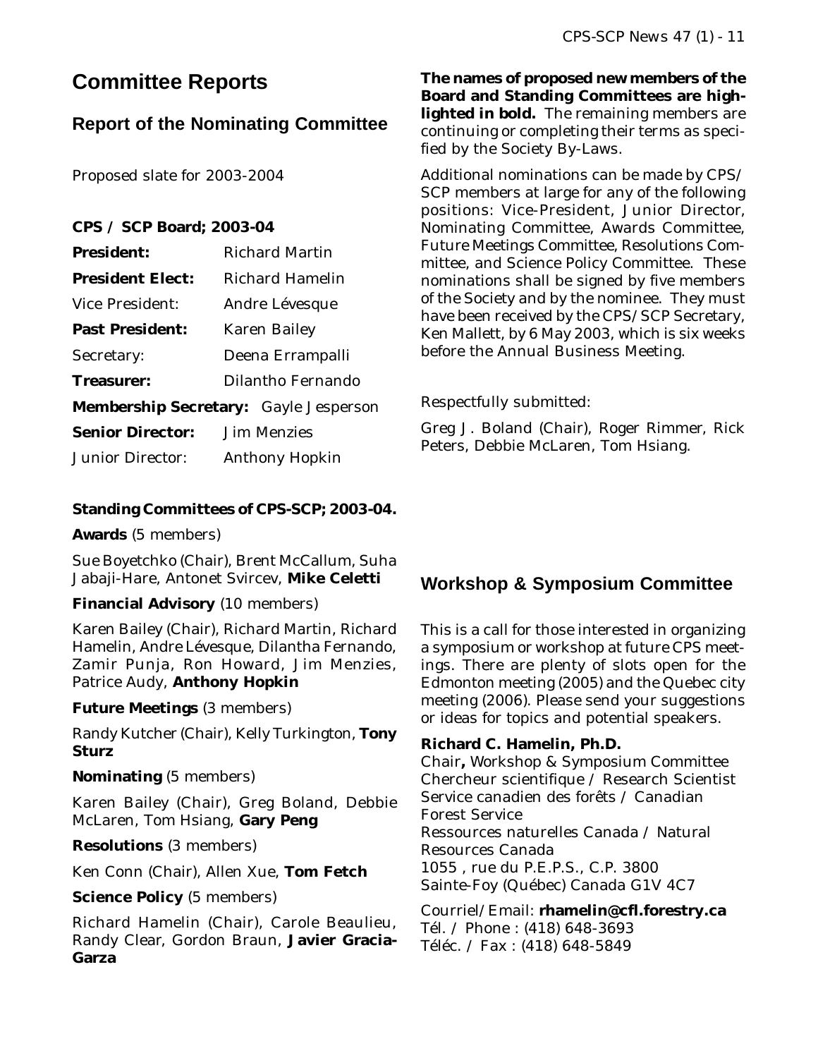# Committee Reports

## Report of the Nominating Committee

Proposed slate for 2003-2004

**CPS / SCP Board; 2003-04**

**President:** Richard Martin

**President Elect:** Richard Hamelin

Vice President: Andre Lévesque

**Past President:** Karen Bailey

Secretary: Deena Errampalli

**Treasurer:** Dilantho Fernando

**Membership Secretary:** Gayle Jesperson

**Senior Director:** Jim Menzies

Junior Director: Anthony Hopkin

**Standing Committees of CPS-SCP; 2003-04.**

**Awards** (5 members)

Sue Boyetchko (Chair), Brent McCallum, Suha Jabaji-Hare, Antonet Svircev, **Mike Celetti**

**Financial Advisory** (10 members)

Karen Bailey (Chair), Richard Martin, Richard Hamelin, Andre Lévesque, Dilantha Fernando, Zamir Punja, Ron Howard, Jim Menzies, Patrice Audy, **Anthony Hopkin**

**Future Meetings** (3 members)

Randy Kutcher (Chair), Kelly Turkington, **Tony Sturz**

**Nominating** (5 members)

Karen Bailey (Chair), Greg Boland, Debbie McLaren, Tom Hsiang, **Gary Peng**

**Resolutions** (3 members)

Ken Conn (Chair), Allen Xue, **Tom Fetch**

**Science Policy** (5 members)

Richard Hamelin (Chair), Carole Beaulieu, Randy Clear, Gordon Braun, **Javier Gracia-Garza**

**The names of proposed new members of the Board and Standing Committees are highlighted in bold.** The remaining members are continuing or completing their terms as specified by the Society By-Laws.

Additional nominations can be made by CPS/SCP members at large for any of the following positions: Vice-President, Junior Director, Nominating Committee, Awards Committee, Future Meetings Committee, Resolutions Committee, and Science Policy Committee. These nominations shall be signed by five members of the Society and by the nominee. They must have been received by the CPS/SCP Secretary, Ken Mallett, by 6 May 2003, which is six weeks before the Annual Business Meeting.

Respectfully submitted:

Greg J. Boland (Chair), Roger Rimmer, Rick Peters, Debbie McLaren, Tom Hsiang.

## Workshop & Symposium Committee

This is a call for those interested in organizing a symposium or workshop at future CPS meetings. There are plenty of slots open for the Edmonton meeting (2005) and the Quebec city meeting (2006). Please send your suggestions or ideas for topics and potential speakers.

**Richard C. Hamelin, Ph.D.**
Chair**,** Workshop & Symposium Committee
Chercheur scientifique / Research Scientist
Service canadien des forêts / Canadian Forest Service
Ressources naturelles Canada / Natural Resources Canada
1055 , rue du P.E.P.S., C.P. 3800
Sainte-Foy (Québec) Canada G1V 4C7

Courriel/Email: **rhamelin@cfl.forestry.ca**
Tél. / Phone : (418) 648-3693
Téléc. / Fax : (418) 648-5849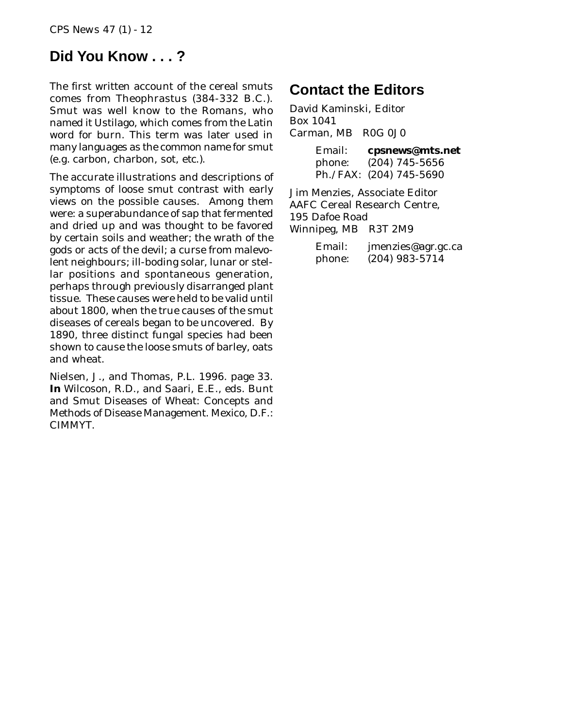## Did You Know . . . ?

The first written account of the cereal smuts comes from Theophrastus (384-332 B.C.). Smut was well know to the Romans, who named it Ustilago, which comes from the Latin word for burn. This term was later used in many languages as the common name for smut (e.g. carbon, charbon, sot, etc.).

The accurate illustrations and descriptions of symptoms of loose smut contrast with early views on the possible causes. Among them were: a superabundance of sap that fermented and dried up and was thought to be favored by certain soils and weather; the wrath of the gods or acts of the devil; a curse from malevolent neighbours; ill-boding solar, lunar or stellar positions and spontaneous generation, perhaps through previously disarranged plant tissue. These causes were held to be valid until about 1800, when the true causes of the smut diseases of cereals began to be uncovered. By 1890, three distinct fungal species had been shown to cause the loose smuts of barley, oats and wheat.

Nielsen, J., and Thomas, P.L. 1996. page 33. **In** Wilcoson, R.D., and Saari, E.E., eds. Bunt and Smut Diseases of Wheat: Concepts and Methods of Disease Management. Mexico, D.F.: CIMMYT.

## Contact the Editors

David Kaminski, Editor
Box 1041
Carman, MB R0G 0J0

Email: **cpsnews@mts.net**
phone: (204) 745-5656
Ph./FAX: (204) 745-5690

Jim Menzies, Associate Editor
AAFC Cereal Research Centre,
195 Dafoe Road
Winnipeg, MB R3T 2M9

Email: jmenzies@agr.gc.ca
phone: (204) 983-5714